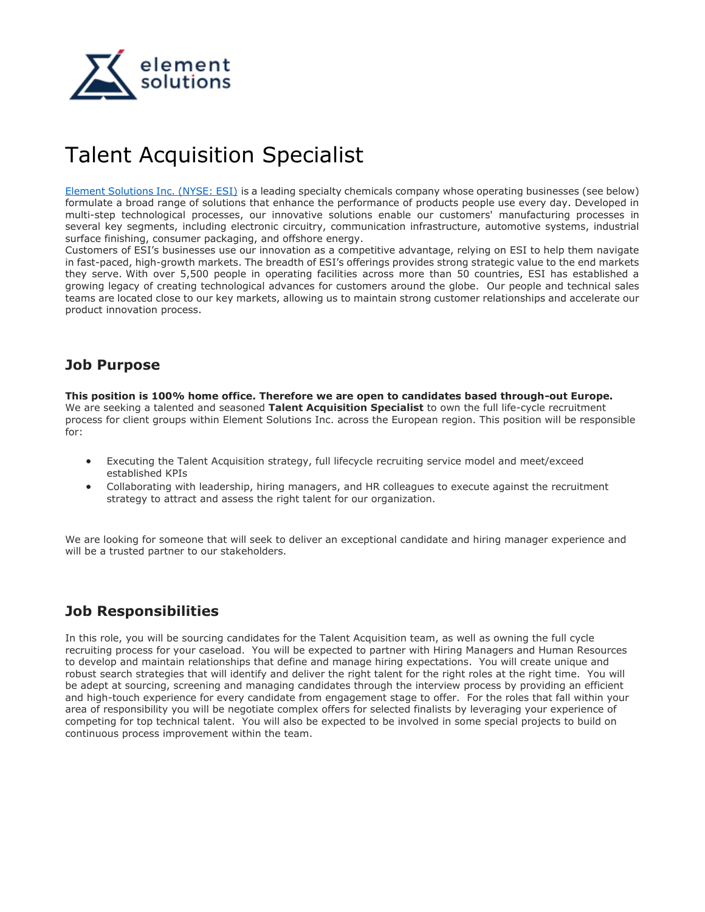# Talent Acquisition Specialist

[Element Solutions Inc. (NYSE: ESI)](#) is a leading specialty chemicals company whose operating businesses (see below) formulate a broad range of solutions that enhance the performance of products people use every day. Developed in multi-step technological processes, our innovative solutions enable our customers' manufacturing processes in several key segments, including electronic circuitry, communication infrastructure, automotive systems, industrial surface finishing, consumer packaging, and offshore energy.
Customers of ESI's businesses use our innovation as a competitive advantage, relying on ESI to help them navigate in fast-paced, high-growth markets. The breadth of ESI's offerings provides strong strategic value to the end markets they serve. With over 5,500 people in operating facilities across more than 50 countries, ESI has established a growing legacy of creating technological advances for customers around the globe. Our people and technical sales teams are located close to our key markets, allowing us to maintain strong customer relationships and accelerate our product innovation process.

## Job Purpose

**This position is 100% home office. Therefore we are open to candidates based through-out Europe.**
We are seeking a talented and seasoned **Talent Acquisition Specialist** to own the full life-cycle recruitment process for client groups within Element Solutions Inc. across the European region. This position will be responsible for:

- Executing the Talent Acquisition strategy, full lifecycle recruiting service model and meet/exceed established KPIs
- Collaborating with leadership, hiring managers, and HR colleagues to execute against the recruitment strategy to attract and assess the right talent for our organization.

We are looking for someone that will seek to deliver an exceptional candidate and hiring manager experience and will be a trusted partner to our stakeholders.

## Job Responsibilities

In this role, you will be sourcing candidates for the Talent Acquisition team, as well as owning the full cycle recruiting process for your caseload. You will be expected to partner with Hiring Managers and Human Resources to develop and maintain relationships that define and manage hiring expectations. You will create unique and robust search strategies that will identify and deliver the right talent for the right roles at the right time. You will be adept at sourcing, screening and managing candidates through the interview process by providing an efficient and high-touch experience for every candidate from engagement stage to offer. For the roles that fall within your area of responsibility you will be negotiate complex offers for selected finalists by leveraging your experience of competing for top technical talent. You will also be expected to be involved in some special projects to build on continuous process improvement within the team.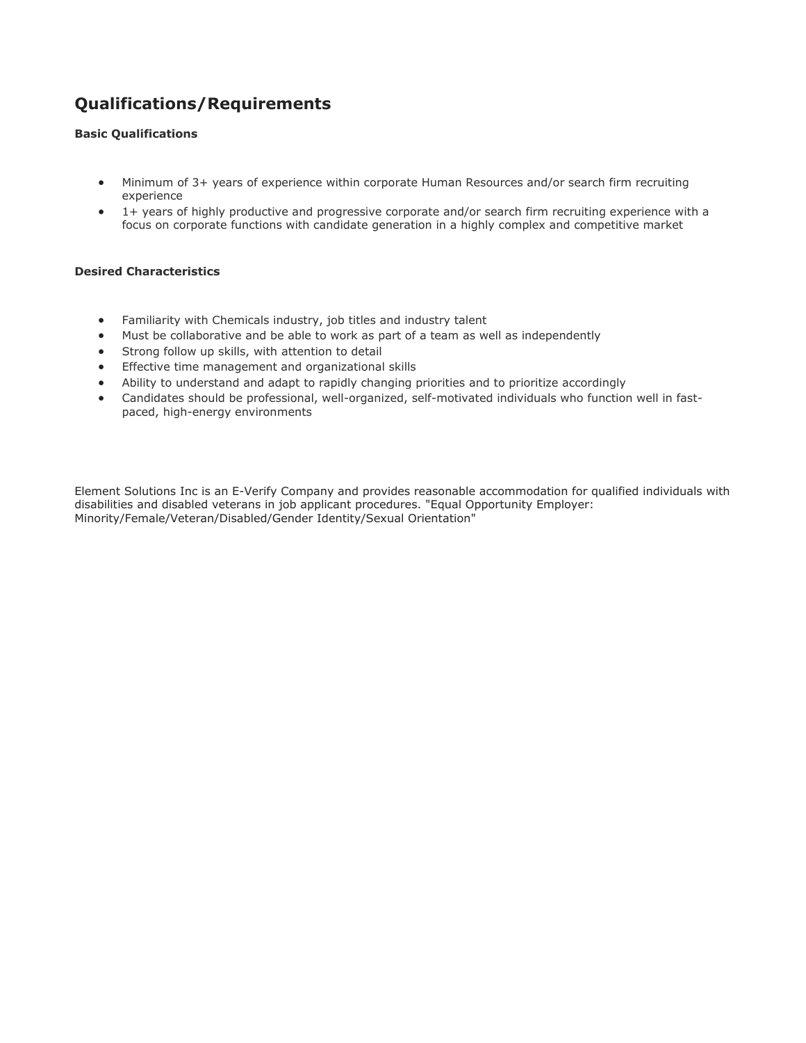## Qualifications/Requirements

**Basic Qualifications**

- Minimum of 3+ years of experience within corporate Human Resources and/or search firm recruiting experience
- 1+ years of highly productive and progressive corporate and/or search firm recruiting experience with a focus on corporate functions with candidate generation in a highly complex and competitive market

**Desired Characteristics**

- Familiarity with Chemicals industry, job titles and industry talent
- Must be collaborative and be able to work as part of a team as well as independently
- Strong follow up skills, with attention to detail
- Effective time management and organizational skills
- Ability to understand and adapt to rapidly changing priorities and to prioritize accordingly
- Candidates should be professional, well-organized, self-motivated individuals who function well in fast-paced, high-energy environments

Element Solutions Inc is an E-Verify Company and provides reasonable accommodation for qualified individuals with disabilities and disabled veterans in job applicant procedures. "Equal Opportunity Employer: Minority/Female/Veteran/Disabled/Gender Identity/Sexual Orientation"